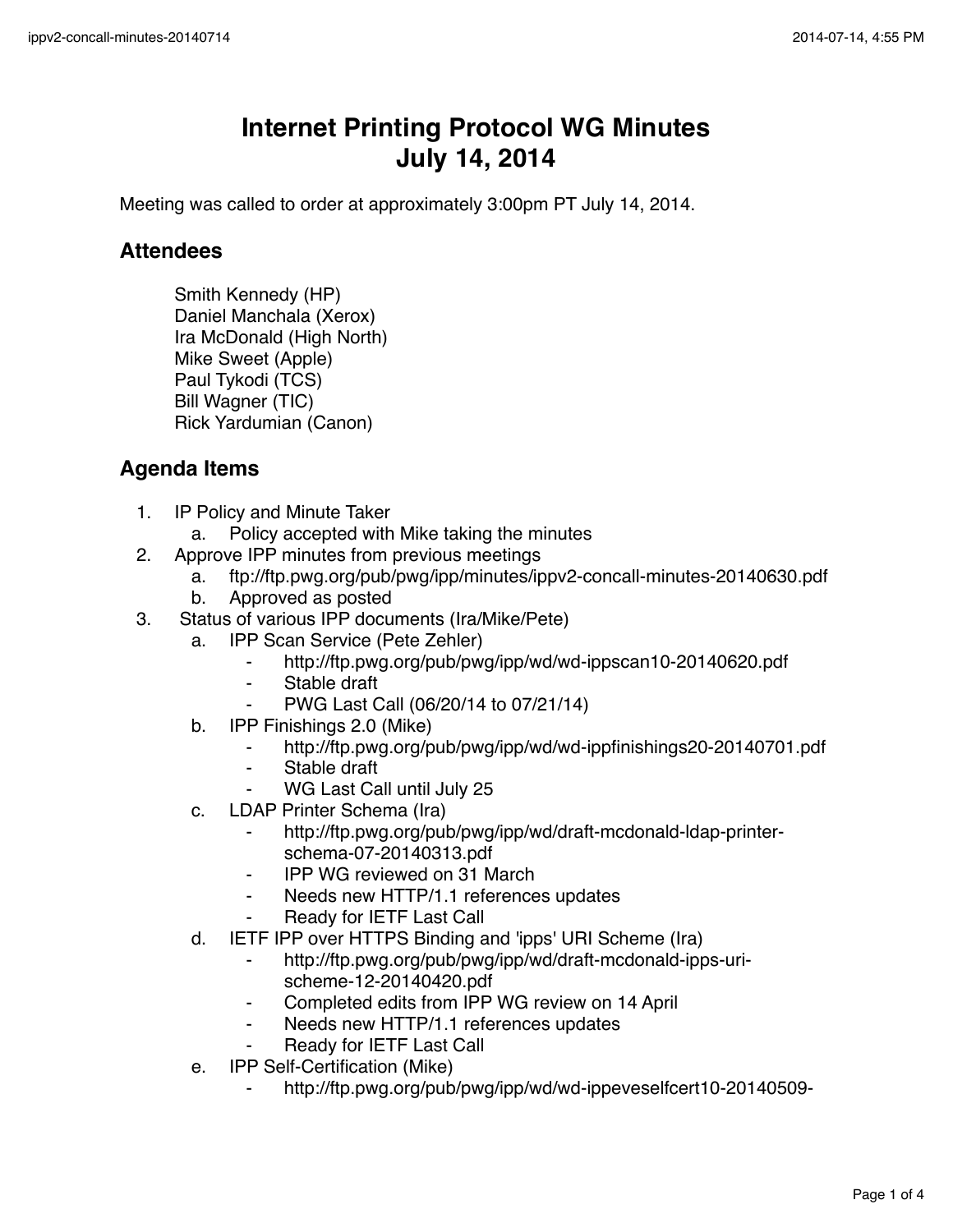# Internet Printing Protocol WG Minutes
# July 14, 2014

Meeting was called to order at approximately 3:00pm PT July 14, 2014.

## Attendees

Smith Kennedy (HP)
Daniel Manchala (Xerox)
Ira McDonald (High North)
Mike Sweet (Apple)
Paul Tykodi (TCS)
Bill Wagner (TIC)
Rick Yardumian (Canon)

## Agenda Items

1. IP Policy and Minute Taker
   a. Policy accepted with Mike taking the minutes
2. Approve IPP minutes from previous meetings
   a. ftp://ftp.pwg.org/pub/pwg/ipp/minutes/ippv2-concall-minutes-20140630.pdf
   b. Approved as posted
3. Status of various IPP documents (Ira/Mike/Pete)
   a. IPP Scan Service (Pete Zehler)
      - http://ftp.pwg.org/pub/pwg/ipp/wd/wd-ippscan10-20140620.pdf
      - Stable draft
      - PWG Last Call (06/20/14 to 07/21/14)
   b. IPP Finishings 2.0 (Mike)
      - http://ftp.pwg.org/pub/pwg/ipp/wd/wd-ippfinishings20-20140701.pdf
      - Stable draft
      - WG Last Call until July 25
   c. LDAP Printer Schema (Ira)
      - http://ftp.pwg.org/pub/pwg/ipp/wd/draft-mcdonald-ldap-printer-schema-07-20140313.pdf
      - IPP WG reviewed on 31 March
      - Needs new HTTP/1.1 references updates
      - Ready for IETF Last Call
   d. IETF IPP over HTTPS Binding and 'ipps' URI Scheme (Ira)
      - http://ftp.pwg.org/pub/pwg/ipp/wd/draft-mcdonald-ipps-uri-scheme-12-20140420.pdf
      - Completed edits from IPP WG review on 14 April
      - Needs new HTTP/1.1 references updates
      - Ready for IETF Last Call
   e. IPP Self-Certification (Mike)
      - http://ftp.pwg.org/pub/pwg/ipp/wd/wd-ippeveselfcert10-20140509-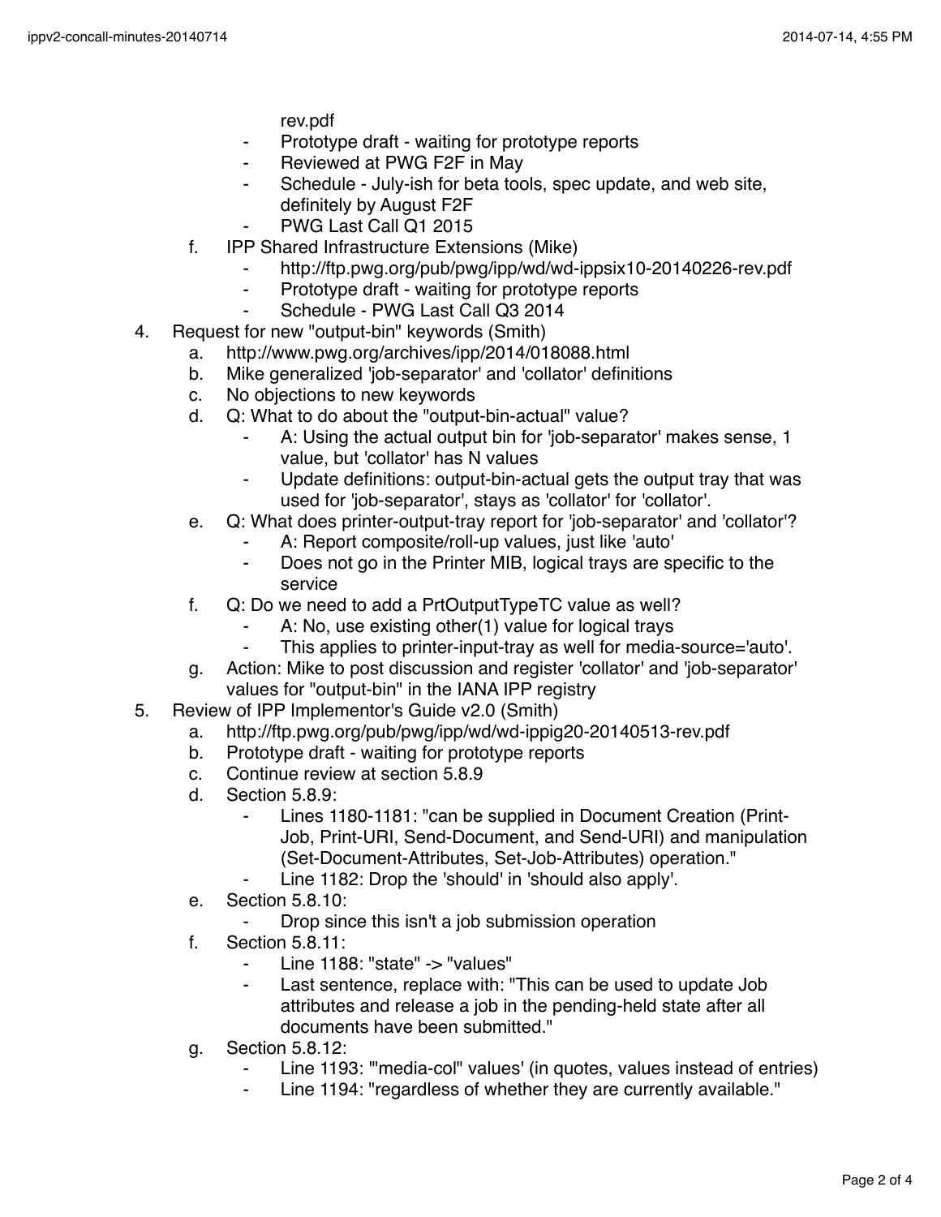rev.pdf
        - Prototype draft - waiting for prototype reports
        - Reviewed at PWG F2F in May
        - Schedule - July-ish for beta tools, spec update, and web site, definitely by August F2F
        - PWG Last Call Q1 2015
    f. IPP Shared Infrastructure Extensions (Mike)
        - http://ftp.pwg.org/pub/pwg/ipp/wd/wd-ippsix10-20140226-rev.pdf
        - Prototype draft - waiting for prototype reports
        - Schedule - PWG Last Call Q3 2014
4. Request for new "output-bin" keywords (Smith)
    a. http://www.pwg.org/archives/ipp/2014/018088.html
    b. Mike generalized 'job-separator' and 'collator' definitions
    c. No objections to new keywords
    d. Q: What to do about the "output-bin-actual" value?
        - A: Using the actual output bin for 'job-separator' makes sense, 1 value, but 'collator' has N values
        - Update definitions: output-bin-actual gets the output tray that was used for 'job-separator', stays as 'collator' for 'collator'.
    e. Q: What does printer-output-tray report for 'job-separator' and 'collator'?
        - A: Report composite/roll-up values, just like 'auto'
        - Does not go in the Printer MIB, logical trays are specific to the service
    f. Q: Do we need to add a PrtOutputTypeTC value as well?
        - A: No, use existing other(1) value for logical trays
        - This applies to printer-input-tray as well for media-source='auto'.
    g. Action: Mike to post discussion and register 'collator' and 'job-separator' values for "output-bin" in the IANA IPP registry
5. Review of IPP Implementor's Guide v2.0 (Smith)
    a. http://ftp.pwg.org/pub/pwg/ipp/wd/wd-ippig20-20140513-rev.pdf
    b. Prototype draft - waiting for prototype reports
    c. Continue review at section 5.8.9
    d. Section 5.8.9:
        - Lines 1180-1181: "can be supplied in Document Creation (Print-Job, Print-URI, Send-Document, and Send-URI) and manipulation (Set-Document-Attributes, Set-Job-Attributes) operation."
        - Line 1182: Drop the 'should' in 'should also apply'.
    e. Section 5.8.10:
        - Drop since this isn't a job submission operation
    f. Section 5.8.11:
        - Line 1188: "state" -> "values"
        - Last sentence, replace with: "This can be used to update Job attributes and release a job in the pending-held state after all documents have been submitted."
    g. Section 5.8.12:
        - Line 1193: '"media-col" values' (in quotes, values instead of entries)
        - Line 1194: "regardless of whether they are currently available."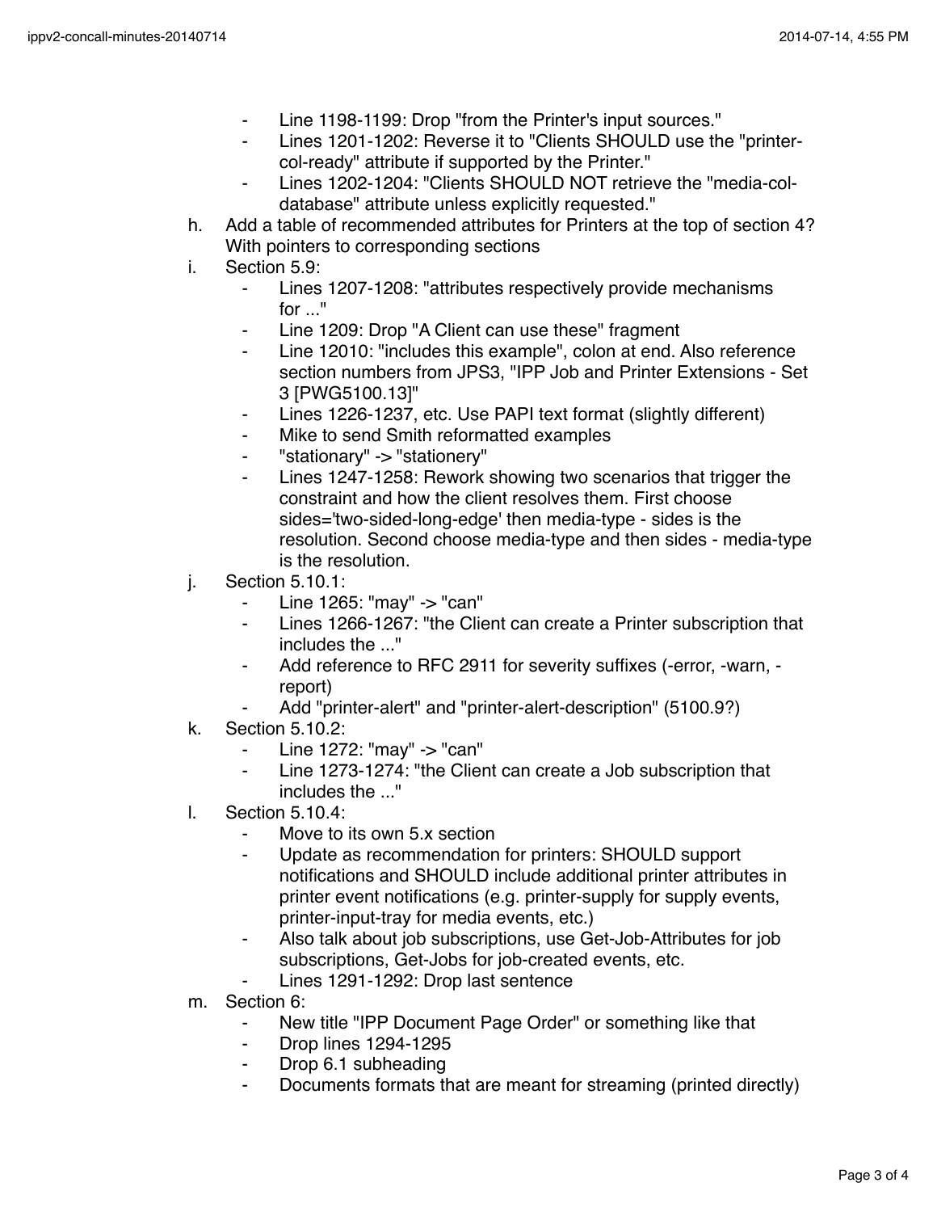- Line 1198-1199: Drop "from the Printer's input sources."
    - Lines 1201-1202: Reverse it to "Clients SHOULD use the "printer-col-ready" attribute if supported by the Printer."
    - Lines 1202-1204: "Clients SHOULD NOT retrieve the "media-col-database" attribute unless explicitly requested."

h. Add a table of recommended attributes for Printers at the top of section 4? With pointers to corresponding sections

i. Section 5.9:
    - Lines 1207-1208: "attributes respectively provide mechanisms for ..."
    - Line 1209: Drop "A Client can use these" fragment
    - Line 12010: "includes this example", colon at end. Also reference section numbers from JPS3, "IPP Job and Printer Extensions - Set 3 [PWG5100.13]"
    - Lines 1226-1237, etc. Use PAPI text format (slightly different)
    - Mike to send Smith reformatted examples
    - "stationary" -> "stationery"
    - Lines 1247-1258: Rework showing two scenarios that trigger the constraint and how the client resolves them. First choose sides='two-sided-long-edge' then media-type - sides is the resolution. Second choose media-type and then sides - media-type is the resolution.

j. Section 5.10.1:
    - Line 1265: "may" -> "can"
    - Lines 1266-1267: "the Client can create a Printer subscription that includes the ..."
    - Add reference to RFC 2911 for severity suffixes (-error, -warn, -report)
    - Add "printer-alert" and "printer-alert-description" (5100.9?)

k. Section 5.10.2:
    - Line 1272: "may" -> "can"
    - Line 1273-1274: "the Client can create a Job subscription that includes the ..."

l. Section 5.10.4:
    - Move to its own 5.x section
    - Update as recommendation for printers: SHOULD support notifications and SHOULD include additional printer attributes in printer event notifications (e.g. printer-supply for supply events, printer-input-tray for media events, etc.)
    - Also talk about job subscriptions, use Get-Job-Attributes for job subscriptions, Get-Jobs for job-created events, etc.
    - Lines 1291-1292: Drop last sentence

m. Section 6:
    - New title "IPP Document Page Order" or something like that
    - Drop lines 1294-1295
    - Drop 6.1 subheading
    - Documents formats that are meant for streaming (printed directly)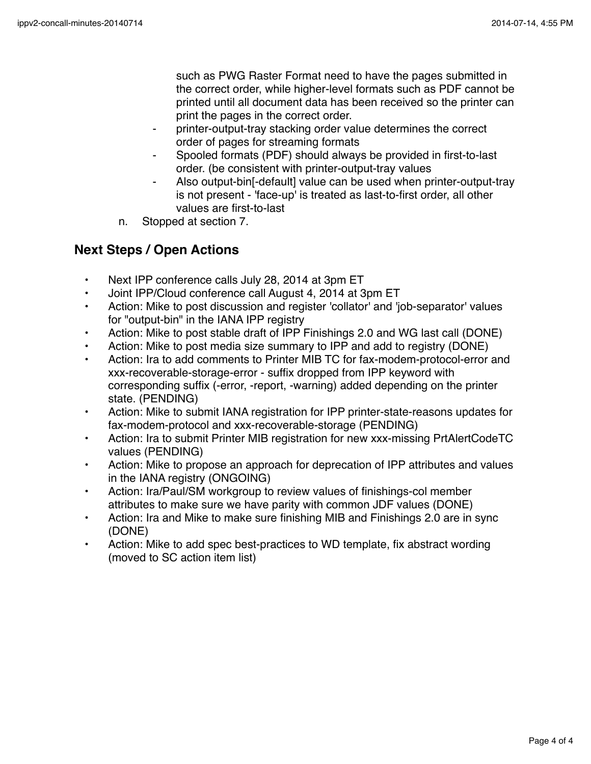such as PWG Raster Format need to have the pages submitted in the correct order, while higher-level formats such as PDF cannot be printed until all document data has been received so the printer can print the pages in the correct order.

- printer-output-tray stacking order value determines the correct order of pages for streaming formats
- Spooled formats (PDF) should always be provided in first-to-last order. (be consistent with printer-output-tray values
- Also output-bin[-default] value can be used when printer-output-tray is not present - 'face-up' is treated as last-to-first order, all other values are first-to-last

n. Stopped at section 7.

## Next Steps / Open Actions

- Next IPP conference calls July 28, 2014 at 3pm ET
- Joint IPP/Cloud conference call August 4, 2014 at 3pm ET
- Action: Mike to post discussion and register 'collator' and 'job-separator' values for "output-bin" in the IANA IPP registry
- Action: Mike to post stable draft of IPP Finishings 2.0 and WG last call (DONE)
- Action: Mike to post media size summary to IPP and add to registry (DONE)
- Action: Ira to add comments to Printer MIB TC for fax-modem-protocol-error and xxx-recoverable-storage-error - suffix dropped from IPP keyword with corresponding suffix (-error, -report, -warning) added depending on the printer state. (PENDING)
- Action: Mike to submit IANA registration for IPP printer-state-reasons updates for fax-modem-protocol and xxx-recoverable-storage (PENDING)
- Action: Ira to submit Printer MIB registration for new xxx-missing PrtAlertCodeTC values (PENDING)
- Action: Mike to propose an approach for deprecation of IPP attributes and values in the IANA registry (ONGOING)
- Action: Ira/Paul/SM workgroup to review values of finishings-col member attributes to make sure we have parity with common JDF values (DONE)
- Action: Ira and Mike to make sure finishing MIB and Finishings 2.0 are in sync (DONE)
- Action: Mike to add spec best-practices to WD template, fix abstract wording (moved to SC action item list)